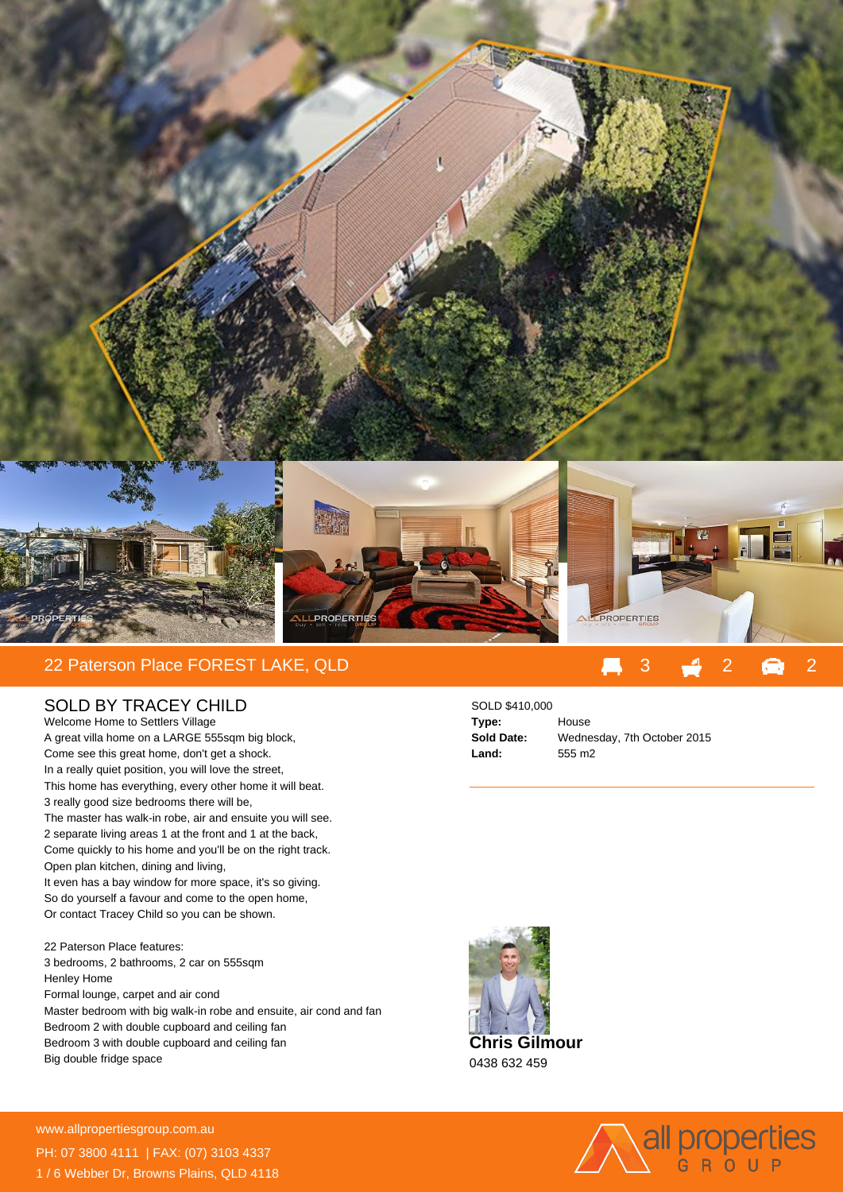## 22 Paterson Place FOREST LAKE, QLD

3 | 2 | 2

## SOLD BY TRACEY CHILD

Welcome Home to Settlers Village
A great villa home on a LARGE 555sqm big block,
Come see this great home, don't get a shock.
In a really quiet position, you will love the street,
This home has everything, every other home it will beat.
3 really good size bedrooms there will be,
The master has walk-in robe, air and ensuite you will see.
2 separate living areas 1 at the front and 1 at the back,
Come quickly to his home and you'll be on the right track.
Open plan kitchen, dining and living,
It even has a bay window for more space, it's so giving.
So do yourself a favour and come to the open home,
Or contact Tracey Child so you can be shown.

22 Paterson Place features:
3 bedrooms, 2 bathrooms, 2 car on 555sqm
Henley Home
Formal lounge, carpet and air cond
Master bedroom with big walk-in robe and ensuite, air cond and fan
Bedroom 2 with double cupboard and ceiling fan
Bedroom 3 with double cupboard and ceiling fan
Big double fridge space

SOLD $410,000

| | |
|---|---|
| **Type:** | House |
| **Sold Date:** | Wednesday, 7th October 2015 |
| **Land:** | 555 m2 |

**Chris Gilmour**
0438 632 459

www.allpropertiesgroup.com.au
PH: 07 3800 4111 | FAX: (07) 3103 4337
1 / 6 Webber Dr, Browns Plains, QLD 4118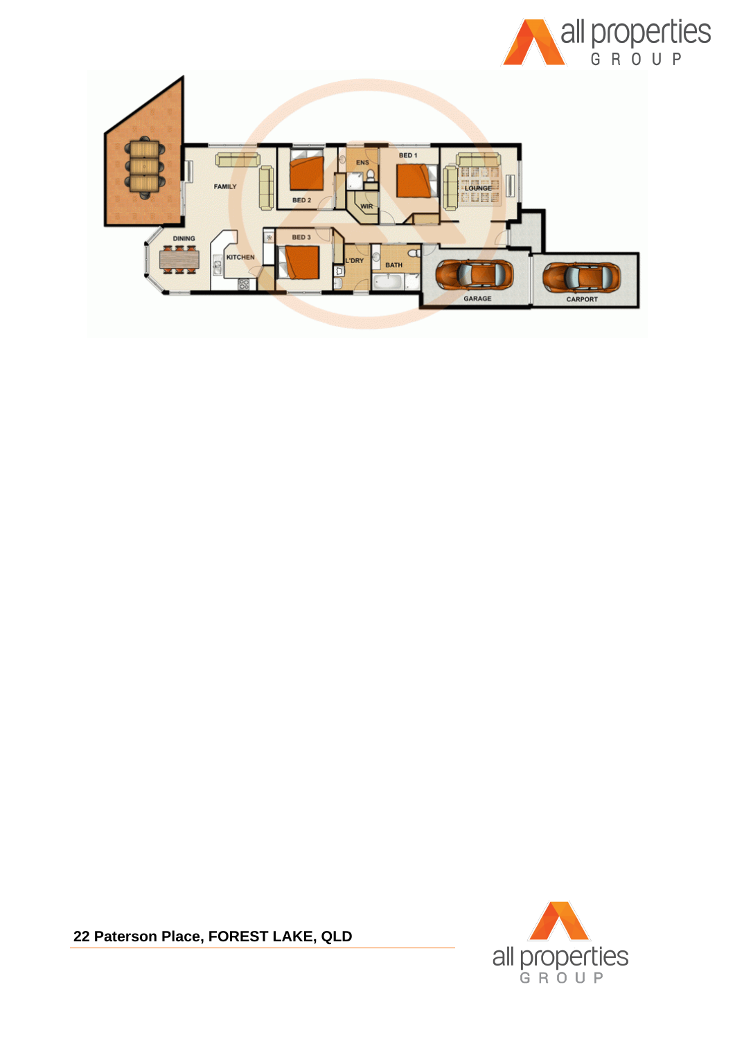FAMILY

BED 2

ENS

WIR

BED 1

LOUNGE

DINING

KITCHEN

BED 3

L'DRY

BATH

GARAGE

CARPORT

**22 Paterson Place, FOREST LAKE, QLD**